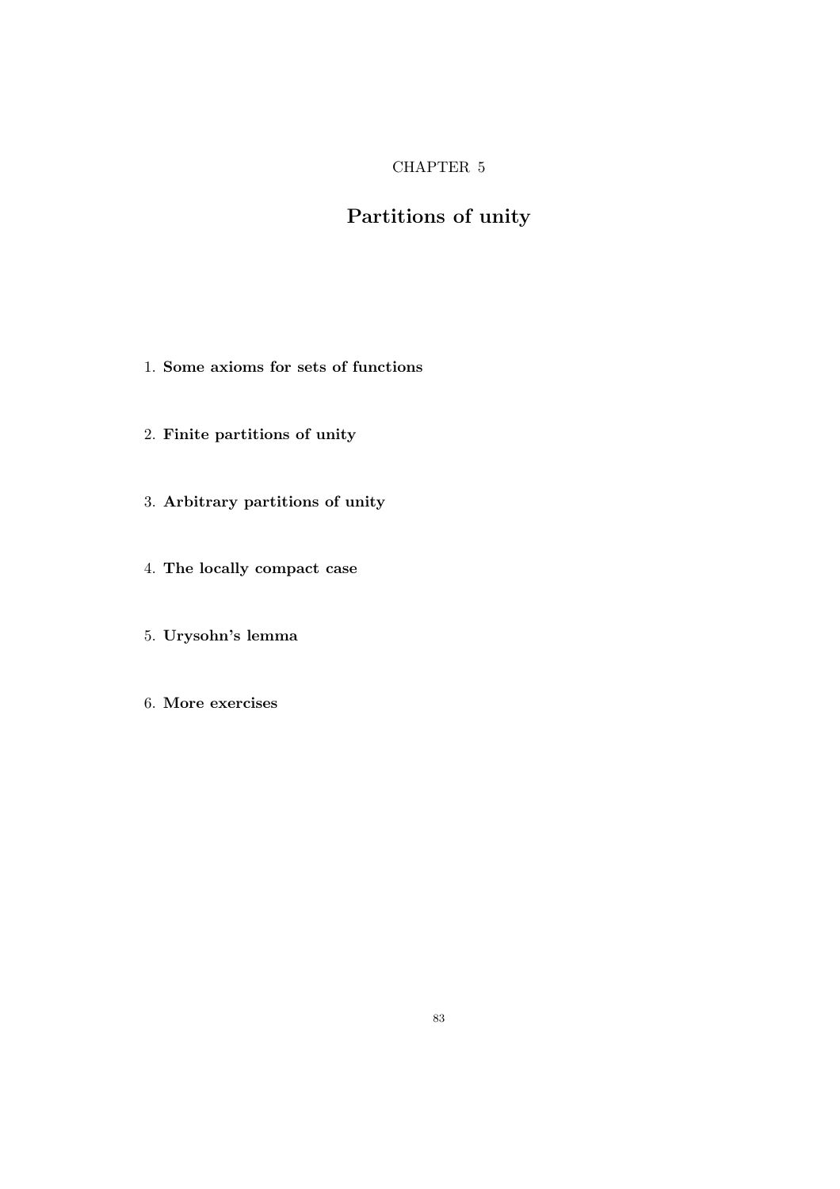CHAPTER 5

# Partitions of unity

1. **Some axioms for sets of functions**

2. **Finite partitions of unity**

3. **Arbitrary partitions of unity**

4. **The locally compact case**

5. **Urysohn's lemma**

6. **More exercises**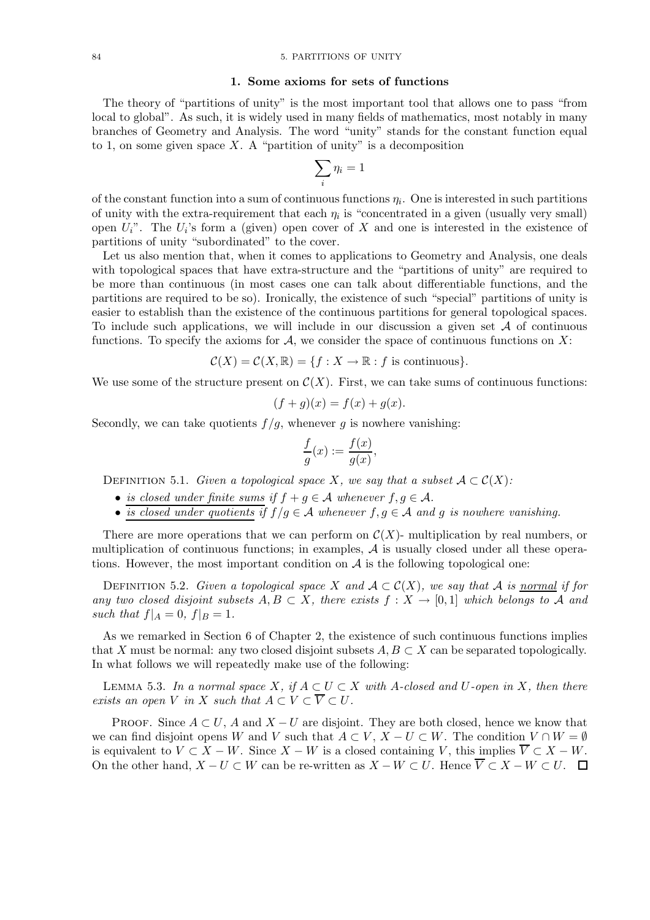## 1. Some axioms for sets of functions

The theory of "partitions of unity" is the most important tool that allows one to pass "from local to global". As such, it is widely used in many fields of mathematics, most notably in many branches of Geometry and Analysis. The word "unity" stands for the constant function equal to 1, on some given space $X$. A "partition of unity" is a decomposition

$$\sum_i \eta_i = 1$$

of the constant function into a sum of continuous functions $\eta_i$. One is interested in such partitions of unity with the extra-requirement that each $\eta_i$ is "concentrated in a given (usually very small) open $U_i$". The $U_i$'s form a (given) open cover of $X$ and one is interested in the existence of partitions of unity "subordinated" to the cover.

Let us also mention that, when it comes to applications to Geometry and Analysis, one deals with topological spaces that have extra-structure and the "partitions of unity" are required to be more than continuous (in most cases one can talk about differentiable functions, and the partitions are required to be so). Ironically, the existence of such "special" partitions of unity is easier to establish than the existence of the continuous partitions for general topological spaces. To include such applications, we will include in our discussion a given set $\mathcal{A}$ of continuous functions. To specify the axioms for $\mathcal{A}$, we consider the space of continuous functions on $X$:

$$\mathcal{C}(X) = \mathcal{C}(X, \mathbb{R}) = \{f : X \to \mathbb{R} : f \text{ is continuous}\}.$$

We use some of the structure present on $\mathcal{C}(X)$. First, we can take sums of continuous functions:

$$(f + g)(x) = f(x) + g(x).$$

Secondly, we can take quotients $f/g$, whenever $g$ is nowhere vanishing:

$$\frac{f}{g}(x) := \frac{f(x)}{g(x)},$$

Definition 5.1. *Given a topological space $X$, we say that a subset $\mathcal{A} \subset \mathcal{C}(X)$:*

- *<u>is closed under finite sums</u> if $f + g \in \mathcal{A}$ whenever $f, g \in \mathcal{A}$.*
- *<u>is closed under quotients</u> if $f/g \in \mathcal{A}$ whenever $f, g \in \mathcal{A}$ and $g$ is nowhere vanishing.*

There are more operations that we can perform on $\mathcal{C}(X)$- multiplication by real numbers, or multiplication of continuous functions; in examples, $\mathcal{A}$ is usually closed under all these operations. However, the most important condition on $\mathcal{A}$ is the following topological one:

Definition 5.2. *Given a topological space $X$ and $\mathcal{A} \subset \mathcal{C}(X)$, we say that $\mathcal{A}$ is <u>normal</u> if for any two closed disjoint subsets $A, B \subset X$, there exists $f : X \to [0, 1]$ which belongs to $\mathcal{A}$ and such that $f|_A = 0$, $f|_B = 1$.*

As we remarked in Section 6 of Chapter 2, the existence of such continuous functions implies that $X$ must be normal: any two closed disjoint subsets $A, B \subset X$ can be separated topologically. In what follows we will repeatedly make use of the following:

Lemma 5.3. *In a normal space $X$, if $A \subset U \subset X$ with $A$-closed and $U$-open in $X$, then there exists an open $V$ in $X$ such that $A \subset V \subset \overline{V} \subset U$.*

Proof. Since $A \subset U$, $A$ and $X - U$ are disjoint. They are both closed, hence we know that we can find disjoint opens $W$ and $V$ such that $A \subset V$, $X - U \subset W$. The condition $V \cap W = \emptyset$ is equivalent to $V \subset X - W$. Since $X - W$ is a closed containing $V$, this implies $\overline{V} \subset X - W$. On the other hand, $X - U \subset W$ can be re-written as $X - W \subset U$. Hence $\overline{V} \subset X - W \subset U$. □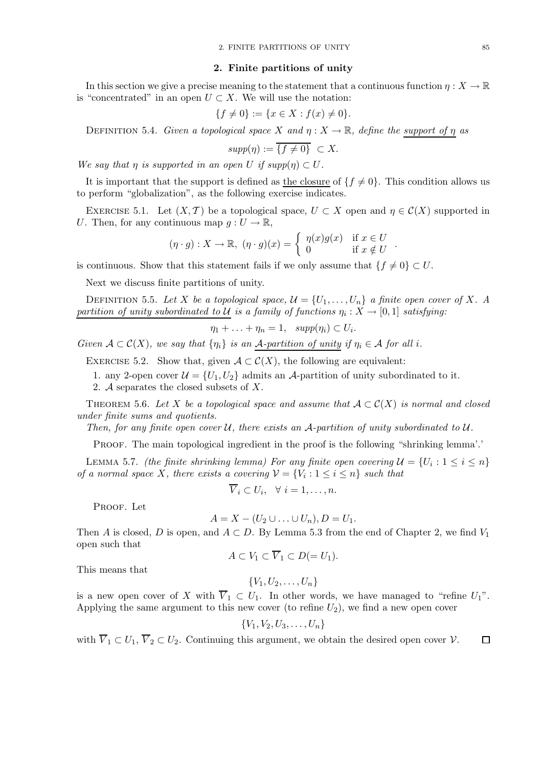## 2. Finite partitions of unity

In this section we give a precise meaning to the statement that a continuous function $\eta : X \to \mathbb{R}$ is "concentrated" in an open $U \subset X$. We will use the notation:

$$\{f \neq 0\} := \{x \in X : f(x) \neq 0\}.$$

Definition 5.4. *Given a topological space $X$ and $\eta : X \to \mathbb{R}$, define the* support of $\eta$ *as*

$$supp(\eta) := \overline{\{f \neq 0\}} \subset X.$$

*We say that $\eta$ is supported in an open $U$ if $supp(\eta) \subset U$.*

It is important that the support is defined as the closure of $\{f \neq 0\}$. This condition allows us to perform "globalization", as the following exercise indicates.

Exercise 5.1. Let $(X, \mathcal{T})$ be a topological space, $U \subset X$ open and $\eta \in \mathcal{C}(X)$ supported in $U$. Then, for any continuous map $g : U \to \mathbb{R}$,

$$(\eta \cdot g) : X \to \mathbb{R},\ (\eta \cdot g)(x) = \begin{cases} \eta(x)g(x) & \text{if } x \in U \\ 0 & \text{if } x \notin U \end{cases}.$$

is continuous. Show that this statement fails if we only assume that $\{f \neq 0\} \subset U$.

Next we discuss finite partitions of unity.

Definition 5.5. *Let $X$ be a topological space, $\mathcal{U} = \{U_1, \ldots, U_n\}$ a finite open cover of $X$. A* partition of unity subordinated to $\mathcal{U}$ *is a family of functions $\eta_i : X \to [0, 1]$ satisfying:*

$$\eta_1 + \ldots + \eta_n = 1, \quad supp(\eta_i) \subset U_i.$$

*Given $\mathcal{A} \subset \mathcal{C}(X)$, we say that $\{\eta_i\}$ is an* $\mathcal{A}$-partition of unity *if $\eta_i \in \mathcal{A}$ for all $i$.*

Exercise 5.2. Show that, given $\mathcal{A} \subset \mathcal{C}(X)$, the following are equivalent:

1. any 2-open cover $\mathcal{U} = \{U_1, U_2\}$ admits an $\mathcal{A}$-partition of unity subordinated to it.
2. $\mathcal{A}$ separates the closed subsets of $X$.

Theorem 5.6. *Let $X$ be a topological space and assume that $\mathcal{A} \subset \mathcal{C}(X)$ is normal and closed under finite sums and quotients.*

*Then, for any finite open cover $\mathcal{U}$, there exists an $\mathcal{A}$-partition of unity subordinated to $\mathcal{U}$.*

Proof. The main topological ingredient in the proof is the following "shrinking lemma'.'

Lemma 5.7. *(the finite shrinking lemma) For any finite open covering $\mathcal{U} = \{U_i : 1 \leq i \leq n\}$ of a normal space $X$, there exists a covering $\mathcal{V} = \{V_i : 1 \leq i \leq n\}$ such that*

$$\overline{V}_i \subset U_i, \quad \forall\ i = 1, \ldots, n.$$

Proof. Let

$$A = X - (U_2 \cup \ldots \cup U_n), D = U_1.$$

Then $A$ is closed, $D$ is open, and $A \subset D$. By Lemma 5.3 from the end of Chapter 2, we find $V_1$ open such that

$$A \subset V_1 \subset \overline{V}_1 \subset D (= U_1).$$

This means that

$$\{V_1, U_2, \ldots, U_n\}$$

is a new open cover of $X$ with $\overline{V}_1 \subset U_1$. In other words, we have managed to "refine $U_1$". Applying the same argument to this new cover (to refine $U_2$), we find a new open cover

$$\{V_1, V_2, U_3, \ldots, U_n\}$$

with $\overline{V}_1 \subset U_1$, $\overline{V}_2 \subset U_2$. Continuing this argument, we obtain the desired open cover $\mathcal{V}$. □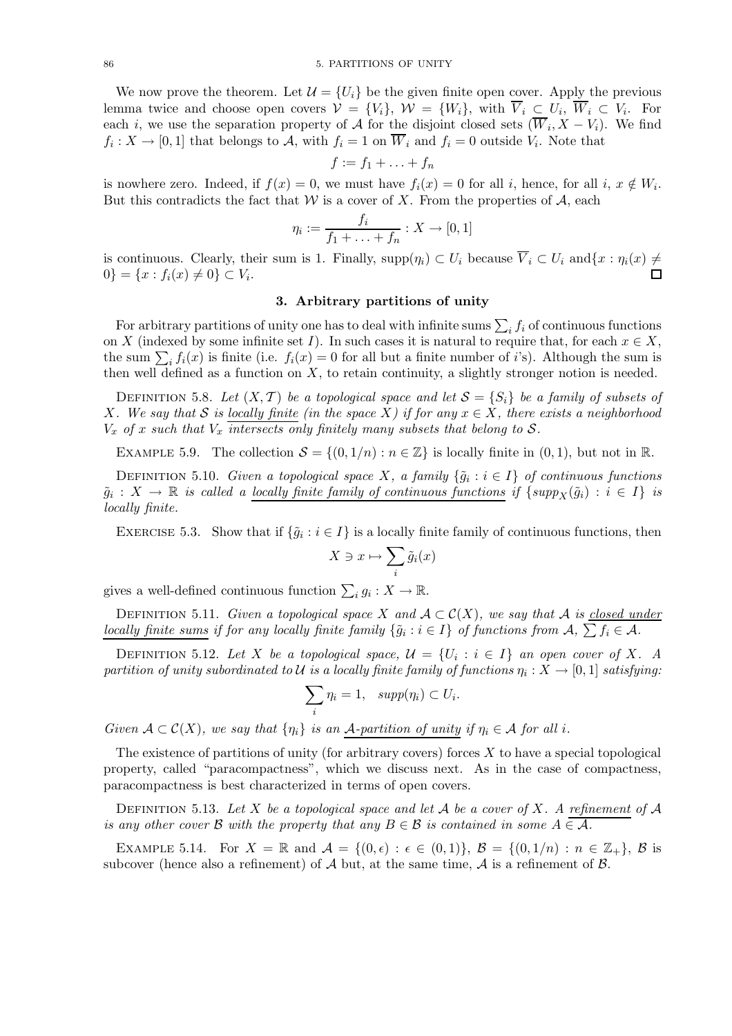We now prove the theorem. Let $\mathcal{U} = \{U_i\}$ be the given finite open cover. Apply the previous lemma twice and choose open covers $\mathcal{V} = \{V_i\}$, $\mathcal{W} = \{W_i\}$, with $\overline{V}_i \subset U_i$, $\overline{W}_i \subset V_i$. For each $i$, we use the separation property of $\mathcal{A}$ for the disjoint closed sets $(\overline{W}_i, X - V_i)$. We find $f_i : X \to [0,1]$ that belongs to $\mathcal{A}$, with $f_i = 1$ on $\overline{W}_i$ and $f_i = 0$ outside $V_i$. Note that

$$f := f_1 + \ldots + f_n$$

is nowhere zero. Indeed, if $f(x) = 0$, we must have $f_i(x) = 0$ for all $i$, hence, for all $i$, $x \notin W_i$. But this contradicts the fact that $\mathcal{W}$ is a cover of $X$. From the properties of $\mathcal{A}$, each

$$\eta_i := \frac{f_i}{f_1 + \ldots + f_n} : X \to [0,1]$$

is continuous. Clearly, their sum is 1. Finally, $\text{supp}(\eta_i) \subset U_i$ because $\overline{V}_i \subset U_i$ and $\{x : \eta_i(x) \neq 0\} = \{x : f_i(x) \neq 0\} \subset V_i$. □

## 3. Arbitrary partitions of unity

For arbitrary partitions of unity one has to deal with infinite sums $\sum_i f_i$ of continuous functions on $X$ (indexed by some infinite set $I$). In such cases it is natural to require that, for each $x \in X$, the sum $\sum_i f_i(x)$ is finite (i.e. $f_i(x) = 0$ for all but a finite number of $i$'s). Although the sum is then well defined as a function on $X$, to retain continuity, a slightly stronger notion is needed.

Definition 5.8. *Let $(X, \mathcal{T})$ be a topological space and let $\mathcal{S} = \{S_i\}$ be a family of subsets of $X$. We say that $\mathcal{S}$ is locally finite (in the space $X$) if for any $x \in X$, there exists a neighborhood $V_x$ of $x$ such that $V_x$ intersects only finitely many subsets that belong to $\mathcal{S}$.*

Example 5.9. The collection $\mathcal{S} = \{(0, 1/n) : n \in \mathbb{Z}\}$ is locally finite in $(0,1)$, but not in $\mathbb{R}$.

Definition 5.10. *Given a topological space $X$, a family $\{\tilde{g}_i : i \in I\}$ of continuous functions $\tilde{g}_i : X \to \mathbb{R}$ is called a locally finite family of continuous functions if $\{supp_X(\tilde{g}_i) : i \in I\}$ is locally finite.*

Exercise 5.3. Show that if $\{\tilde{g}_i : i \in I\}$ is a locally finite family of continuous functions, then

$$X \ni x \mapsto \sum_i \tilde{g}_i(x)$$

gives a well-defined continuous function $\sum_i g_i : X \to \mathbb{R}$.

Definition 5.11. *Given a topological space $X$ and $\mathcal{A} \subset \mathcal{C}(X)$, we say that $\mathcal{A}$ is closed under locally finite sums if for any locally finite family $\{\tilde{g}_i : i \in I\}$ of functions from $\mathcal{A}$, $\sum f_i \in \mathcal{A}$.*

Definition 5.12. *Let $X$ be a topological space, $\mathcal{U} = \{U_i : i \in I\}$ an open cover of $X$. A partition of unity subordinated to $\mathcal{U}$ is a locally finite family of functions $\eta_i : X \to [0,1]$ satisfying:*

$$\sum_i \eta_i = 1, \quad supp(\eta_i) \subset U_i.$$

*Given $\mathcal{A} \subset \mathcal{C}(X)$, we say that $\{\eta_i\}$ is an $\mathcal{A}$-partition of unity if $\eta_i \in \mathcal{A}$ for all $i$.*

The existence of partitions of unity (for arbitrary covers) forces $X$ to have a special topological property, called "paracompactness", which we discuss next. As in the case of compactness, paracompactness is best characterized in terms of open covers.

Definition 5.13. *Let $X$ be a topological space and let $\mathcal{A}$ be a cover of $X$. A refinement of $\mathcal{A}$ is any other cover $\mathcal{B}$ with the property that any $B \in \mathcal{B}$ is contained in some $A \in \mathcal{A}$.*

Example 5.14. For $X = \mathbb{R}$ and $\mathcal{A} = \{(0, \epsilon) : \epsilon \in (0,1)\}$, $\mathcal{B} = \{(0, 1/n) : n \in \mathbb{Z}_+\}$, $\mathcal{B}$ is subcover (hence also a refinement) of $\mathcal{A}$ but, at the same time, $\mathcal{A}$ is a refinement of $\mathcal{B}$.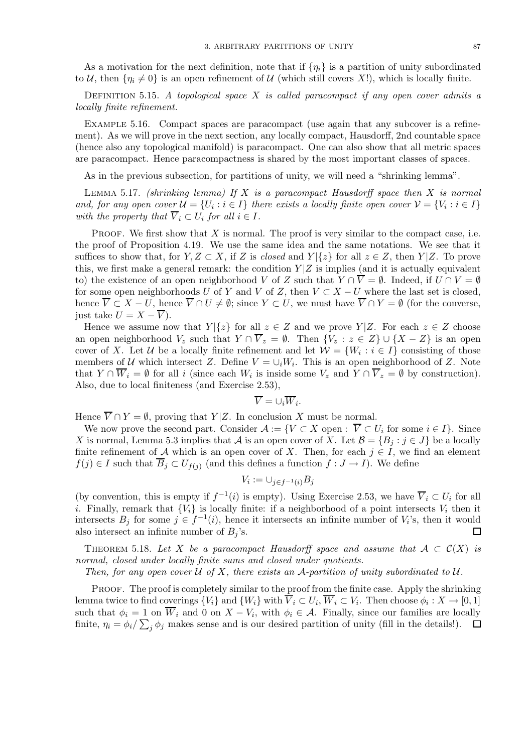As a motivation for the next definition, note that if $\{\eta_i\}$ is a partition of unity subordinated to $\mathcal{U}$, then $\{\eta_i \neq 0\}$ is an open refinement of $\mathcal{U}$ (which still covers $X$!), which is locally finite.

Definition 5.15. *A topological space $X$ is called paracompact if any open cover admits a locally finite refinement.*

Example 5.16. Compact spaces are paracompact (use again that any subcover is a refinement). As we will prove in the next section, any locally compact, Hausdorff, 2nd countable space (hence also any topological manifold) is paracompact. One can also show that all metric spaces are paracompact. Hence paracompactness is shared by the most important classes of spaces.

As in the previous subsection, for partitions of unity, we will need a "shrinking lemma".

Lemma 5.17. *(shrinking lemma) If $X$ is a paracompact Hausdorff space then $X$ is normal and, for any open cover $\mathcal{U} = \{U_i : i \in I\}$ there exists a locally finite open cover $\mathcal{V} = \{V_i : i \in I\}$ with the property that $\overline{V}_i \subset U_i$ for all $i \in I$.*

Proof. We first show that $X$ is normal. The proof is very similar to the compact case, i.e. the proof of Proposition 4.19. We use the same idea and the same notations. We see that it suffices to show that, for $Y, Z \subset X$, if $Z$ is *closed* and $Y|\{z\}$ for all $z \in Z$, then $Y|Z$. To prove this, we first make a general remark: the condition $Y|Z$ is implies (and it is actually equivalent to) the existence of an open neighborhood $V$ of $Z$ such that $Y \cap \overline{V} = \emptyset$. Indeed, if $U \cap V = \emptyset$ for some open neighborhoods $U$ of $Y$ and $V$ of $Z$, then $V \subset X - U$ where the last set is closed, hence $\overline{V} \subset X - U$, hence $\overline{V} \cap U \neq \emptyset$; since $Y \subset U$, we must have $\overline{V} \cap Y = \emptyset$ (for the converse, just take $U = X - \overline{V}$).

Hence we assume now that $Y|\{z\}$ for all $z \in Z$ and we prove $Y|Z$. For each $z \in Z$ choose an open neighborhood $V_z$ such that $Y \cap \overline{V}_z = \emptyset$. Then $\{V_z : z \in Z\} \cup \{X - Z\}$ is an open cover of $X$. Let $\mathcal{U}$ be a locally finite refinement and let $\mathcal{W} = \{W_i : i \in I\}$ consisting of those members of $\mathcal{U}$ which intersect $Z$. Define $V = \cup_i W_i$. This is an open neighborhood of $Z$. Note that $Y \cap \overline{W}_i = \emptyset$ for all $i$ (since each $W_i$ is inside some $V_z$ and $Y \cap \overline{V}_z = \emptyset$ by construction). Also, due to local finiteness (and Exercise 2.53),

$$\overline{V} = \cup_i \overline{W}_i.$$

Hence $\overline{V} \cap Y = \emptyset$, proving that $Y|Z$. In conclusion $X$ must be normal.

We now prove the second part. Consider $\mathcal{A} := \{V \subset X \text{ open} : \overline{V} \subset U_i \text{ for some } i \in I\}$. Since $X$ is normal, Lemma 5.3 implies that $\mathcal{A}$ is an open cover of $X$. Let $\mathcal{B} = \{B_j : j \in J\}$ be a locally finite refinement of $\mathcal{A}$ which is an open cover of $X$. Then, for each $j \in I$, we find an element $f(j) \in I$ such that $\overline{B}_j \subset U_{f(j)}$ (and this defines a function $f : J \to I$). We define

$$V_i := \cup_{j \in f^{-1}(i)} B_j$$

(by convention, this is empty if $f^{-1}(i)$ is empty). Using Exercise 2.53, we have $\overline{V}_i \subset U_i$ for all $i$. Finally, remark that $\{V_i\}$ is locally finite: if a neighborhood of a point intersects $V_i$ then it intersects $B_j$ for some $j \in f^{-1}(i)$, hence it intersects an infinite number of $V_i$'s, then it would also intersect an infinite number of $B_j$'s. □

Theorem 5.18. *Let $X$ be a paracompact Hausdorff space and assume that $\mathcal{A} \subset \mathcal{C}(X)$ is normal, closed under locally finite sums and closed under quotients.*

*Then, for any open cover $\mathcal{U}$ of $X$, there exists an $\mathcal{A}$-partition of unity subordinated to $\mathcal{U}$.*

Proof. The proof is completely similar to the proof from the finite case. Apply the shrinking lemma twice to find coverings $\{V_i\}$ and $\{W_i\}$ with $\overline{V}_i \subset U_i$, $\overline{W}_i \subset V_i$. Then choose $\phi_i : X \to [0, 1]$ such that $\phi_i = 1$ on $\overline{W}_i$ and 0 on $X - V_i$, with $\phi_i \in \mathcal{A}$. Finally, since our families are locally finite, $\eta_i = \phi_i / \sum_j \phi_j$ makes sense and is our desired partition of unity (fill in the details!). □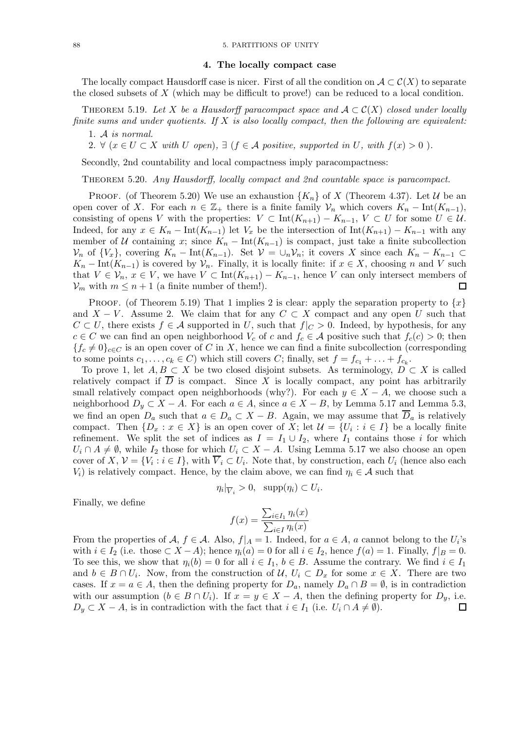## 4. The locally compact case

The locally compact Hausdorff case is nicer. First of all the condition on $\mathcal{A} \subset \mathcal{C}(X)$ to separate the closed subsets of $X$ (which may be difficult to prove!) can be reduced to a local condition.

Theorem 5.19. *Let $X$ be a Hausdorff paracompact space and $\mathcal{A} \subset \mathcal{C}(X)$ closed under locally finite sums and under quotients. If $X$ is also locally compact, then the following are equivalent:*

1. *$\mathcal{A}$ is normal.*
2. *$\forall$ ($x \in U \subset X$ with $U$ open), $\exists$ ($f \in \mathcal{A}$ positive, supported in $U$, with $f(x) > 0$ ).*

Secondly, 2nd countability and local compactness imply paracompactness:

Theorem 5.20. *Any Hausdorff, locally compact and 2nd countable space is paracompact.*

Proof. (of Theorem 5.20) We use an exhaustion $\{K_n\}$ of $X$ (Theorem 4.37). Let $\mathcal{U}$ be an open cover of $X$. For each $n \in \mathbb{Z}_+$ there is a finite family $\mathcal{V}_n$ which covers $K_n - \text{Int}(K_{n-1})$, consisting of opens $V$ with the properties: $V \subset \text{Int}(K_{n+1}) - K_{n-1}$, $V \subset U$ for some $U \in \mathcal{U}$. Indeed, for any $x \in K_n - \text{Int}(K_{n-1})$ let $V_x$ be the intersection of $\text{Int}(K_{n+1}) - K_{n-1}$ with any member of $\mathcal{U}$ containing $x$; since $K_n - \text{Int}(K_{n-1})$ is compact, just take a finite subcollection $\mathcal{V}_n$ of $\{V_x\}$, covering $K_n - \text{Int}(K_{n-1})$. Set $\mathcal{V} = \cup_n \mathcal{V}_n$; it covers $X$ since each $K_n - K_{n-1} \subset K_n - \text{Int}(K_{n-1})$ is covered by $\mathcal{V}_n$. Finally, it is locally finite: if $x \in X$, choosing $n$ and $V$ such that $V \in \mathcal{V}_n$, $x \in V$, we have $V \subset \text{Int}(K_{n+1}) - K_{n-1}$, hence $V$ can only intersect members of $\mathcal{V}_m$ with $m \leq n+1$ (a finite number of them!). ∎

Proof. (of Theorem 5.19) That 1 implies 2 is clear: apply the separation property to $\{x\}$ and $X - V$. Assume 2. We claim that for any $C \subset X$ compact and any open $U$ such that $C \subset U$, there exists $f \in \mathcal{A}$ supported in $U$, such that $f|_C > 0$. Indeed, by hypothesis, for any $c \in C$ we can find an open neighborhood $V_c$ of $c$ and $f_c \in \mathcal{A}$ positive such that $f_c(c) > 0$; then $\{f_c \neq 0\}_{c \in C}$ is an open cover of $C$ in $X$, hence we can find a finite subcollection (corresponding to some points $c_1, \ldots, c_k \in C$) which still covers $C$; finally, set $f = f_{c_1} + \ldots + f_{c_k}$.

To prove 1, let $A, B \subset X$ be two closed disjoint subsets. As terminology, $D \subset X$ is called relatively compact if $\overline{D}$ is compact. Since $X$ is locally compact, any point has arbitrarily small relatively compact open neighborhoods (why?). For each $y \in X - A$, we choose such a neighborhood $D_y \subset X - A$. For each $a \in A$, since $a \in X - B$, by Lemma 5.17 and Lemma 5.3, we find an open $D_a$ such that $a \in D_a \subset X - B$. Again, we may assume that $\overline{D}_a$ is relatively compact. Then $\{D_x : x \in X\}$ is an open cover of $X$; let $\mathcal{U} = \{U_i : i \in I\}$ be a locally finite refinement. We split the set of indices as $I = I_1 \cup I_2$, where $I_1$ contains those $i$ for which $U_i \cap A \neq \emptyset$, while $I_2$ those for which $U_i \subset X - A$. Using Lemma 5.17 we also choose an open cover of $X$, $\mathcal{V} = \{V_i : i \in I\}$, with $\overline{V}_i \subset U_i$. Note that, by construction, each $U_i$ (hence also each $V_i$) is relatively compact. Hence, by the claim above, we can find $\eta_i \in \mathcal{A}$ such that

$$\eta_i|_{\overline{V}_i} > 0, \quad \text{supp}(\eta_i) \subset U_i.$$

Finally, we define

$$f(x) = \frac{\sum_{i \in I_1} \eta_i(x)}{\sum_{i \in I} \eta_i(x)}$$

From the properties of $\mathcal{A}$, $f \in \mathcal{A}$. Also, $f|_A = 1$. Indeed, for $a \in A$, $a$ cannot belong to the $U_i$'s with $i \in I_2$ (i.e. those $\subset X - A$); hence $\eta_i(a) = 0$ for all $i \in I_2$, hence $f(a) = 1$. Finally, $f|_B = 0$. To see this, we show that $\eta_i(b) = 0$ for all $i \in I_1$, $b \in B$. Assume the contrary. We find $i \in I_1$ and $b \in B \cap U_i$. Now, from the construction of $\mathcal{U}$, $U_i \subset D_x$ for some $x \in X$. There are two cases. If $x = a \in A$, then the defining property for $D_a$, namely $D_a \cap B = \emptyset$, is in contradiction with our assumption ($b \in B \cap U_i$). If $x = y \in X - A$, then the defining property for $D_y$, i.e. $D_y \subset X - A$, is in contradiction with the fact that $i \in I_1$ (i.e. $U_i \cap A \neq \emptyset$). ∎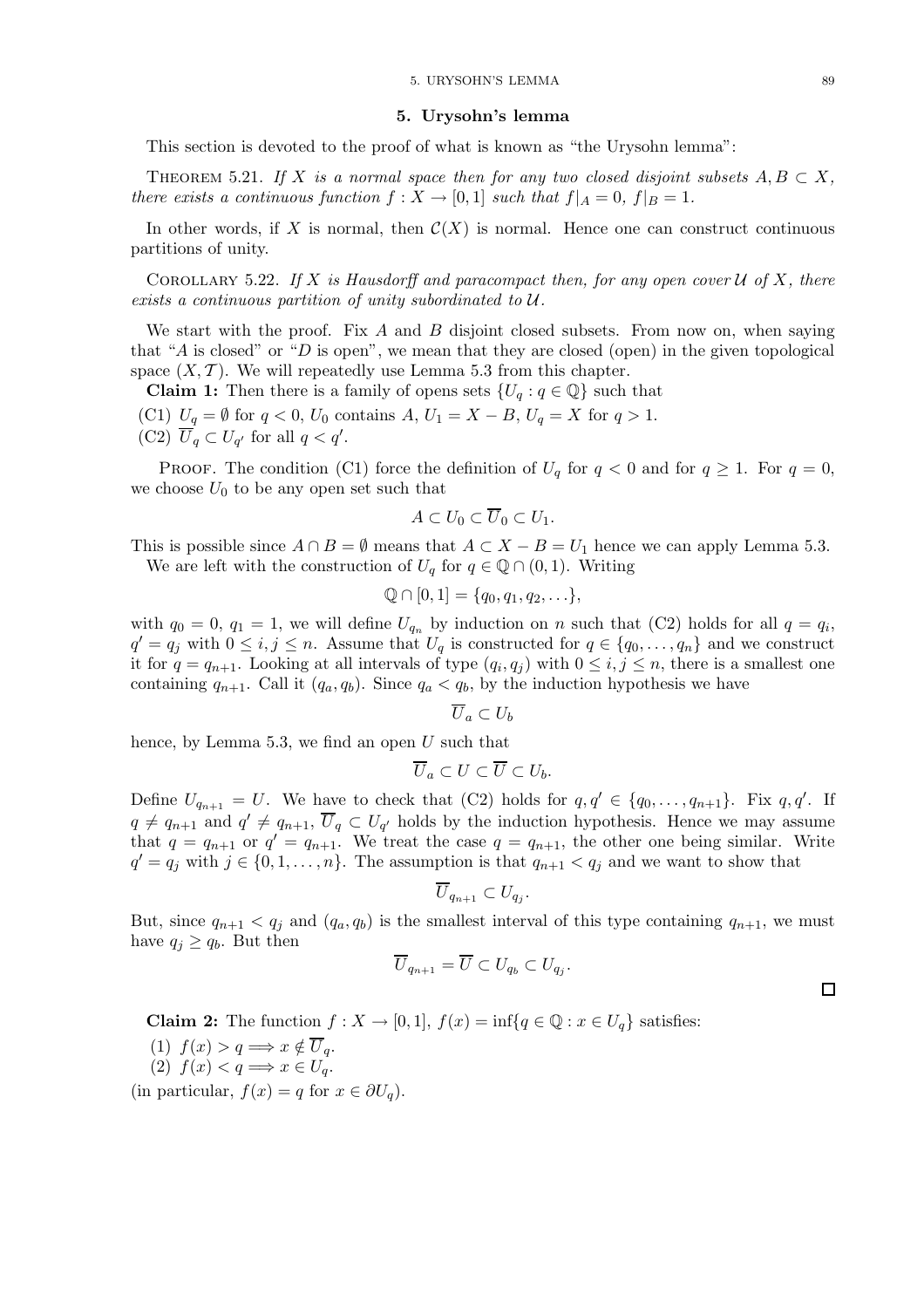## 5. Urysohn's lemma

This section is devoted to the proof of what is known as "the Urysohn lemma":

THEOREM 5.21. *If $X$ is a normal space then for any two closed disjoint subsets $A, B \subset X$, there exists a continuous function $f : X \to [0,1]$ such that $f|_A = 0$, $f|_B = 1$.*

In other words, if $X$ is normal, then $\mathcal{C}(X)$ is normal. Hence one can construct continuous partitions of unity.

COROLLARY 5.22. *If $X$ is Hausdorff and paracompact then, for any open cover $\mathcal{U}$ of $X$, there exists a continuous partition of unity subordinated to $\mathcal{U}$.*

We start with the proof. Fix $A$ and $B$ disjoint closed subsets. From now on, when saying that "$A$ is closed" or "$D$ is open", we mean that they are closed (open) in the given topological space $(X, \mathcal{T})$. We will repeatedly use Lemma 5.3 from this chapter.

**Claim 1:** Then there is a family of opens sets $\{U_q : q \in \mathbb{Q}\}$ such that

(C1) $U_q = \emptyset$ for $q < 0$, $U_0$ contains $A$, $U_1 = X - B$, $U_q = X$ for $q > 1$.
(C2) $\overline{U}_q \subset U_{q'}$ for all $q < q'$.

PROOF. The condition (C1) force the definition of $U_q$ for $q < 0$ and for $q \geq 1$. For $q = 0$, we choose $U_0$ to be any open set such that

$$A \subset U_0 \subset \overline{U}_0 \subset U_1.$$

This is possible since $A \cap B = \emptyset$ means that $A \subset X - B = U_1$ hence we can apply Lemma 5.3.

We are left with the construction of $U_q$ for $q \in \mathbb{Q} \cap (0,1)$. Writing

$$\mathbb{Q} \cap [0,1] = \{q_0, q_1, q_2, \ldots\},$$

with $q_0 = 0$, $q_1 = 1$, we will define $U_{q_n}$ by induction on $n$ such that (C2) holds for all $q = q_i$, $q' = q_j$ with $0 \leq i, j \leq n$. Assume that $U_q$ is constructed for $q \in \{q_0, \ldots, q_n\}$ and we construct it for $q = q_{n+1}$. Looking at all intervals of type $(q_i, q_j)$ with $0 \leq i, j \leq n$, there is a smallest one containing $q_{n+1}$. Call it $(q_a, q_b)$. Since $q_a < q_b$, by the induction hypothesis we have

$$\overline{U}_a \subset U_b$$

hence, by Lemma 5.3, we find an open $U$ such that

$$\overline{U}_a \subset U \subset \overline{U} \subset U_b.$$

Define $U_{q_{n+1}} = U$. We have to check that (C2) holds for $q, q' \in \{q_0, \ldots, q_{n+1}\}$. Fix $q, q'$. If $q \neq q_{n+1}$ and $q' \neq q_{n+1}$, $\overline{U}_q \subset U_{q'}$ holds by the induction hypothesis. Hence we may assume that $q = q_{n+1}$ or $q' = q_{n+1}$. We treat the case $q = q_{n+1}$, the other one being similar. Write $q' = q_j$ with $j \in \{0, 1, \ldots, n\}$. The assumption is that $q_{n+1} < q_j$ and we want to show that

$$\overline{U}_{q_{n+1}} \subset U_{q_j}.$$

But, since $q_{n+1} < q_j$ and $(q_a, q_b)$ is the smallest interval of this type containing $q_{n+1}$, we must have $q_j \geq q_b$. But then

$$\overline{U}_{q_{n+1}} = \overline{U} \subset U_{q_b} \subset U_{q_j}.$$

∎

**Claim 2:** The function $f : X \to [0,1]$, $f(x) = \inf\{q \in \mathbb{Q} : x \in U_q\}$ satisfies:

(1) $f(x) > q \Longrightarrow x \notin \overline{U}_q$.
(2) $f(x) < q \Longrightarrow x \in U_q$.

(in particular, $f(x) = q$ for $x \in \partial U_q$).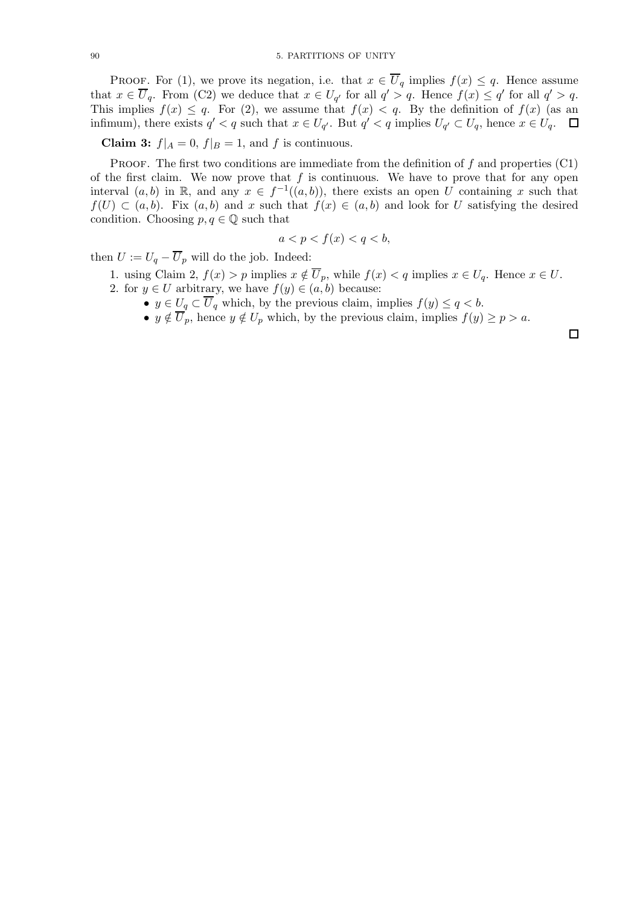PROOF. For (1), we prove its negation, i.e. that $x \in \overline{U}_q$ implies $f(x) \leq q$. Hence assume that $x \in \overline{U}_q$. From (C2) we deduce that $x \in U_{q'}$ for all $q' > q$. Hence $f(x) \leq q'$ for all $q' > q$. This implies $f(x) \leq q$. For (2), we assume that $f(x) < q$. By the definition of $f(x)$ (as an infimum), there exists $q' < q$ such that $x \in U_{q'}$. But $q' < q$ implies $U_{q'} \subset U_q$, hence $x \in U_q$. □

**Claim 3:** $f|_A = 0$, $f|_B = 1$, and $f$ is continuous.

PROOF. The first two conditions are immediate from the definition of $f$ and properties (C1) of the first claim. We now prove that $f$ is continuous. We have to prove that for any open interval $(a, b)$ in $\mathbb{R}$, and any $x \in f^{-1}((a, b))$, there exists an open $U$ containing $x$ such that $f(U) \subset (a, b)$. Fix $(a, b)$ and $x$ such that $f(x) \in (a, b)$ and look for $U$ satisfying the desired condition. Choosing $p, q \in \mathbb{Q}$ such that

$$a < p < f(x) < q < b,$$

then $U := U_q - \overline{U}_p$ will do the job. Indeed:

1. using Claim 2, $f(x) > p$ implies $x \notin \overline{U}_p$, while $f(x) < q$ implies $x \in U_q$. Hence $x \in U$.
2. for $y \in U$ arbitrary, we have $f(y) \in (a, b)$ because:
   - $y \in U_q \subset \overline{U}_q$ which, by the previous claim, implies $f(y) \leq q < b$.
   - $y \notin \overline{U}_p$, hence $y \notin U_p$ which, by the previous claim, implies $f(y) \geq p > a$.

□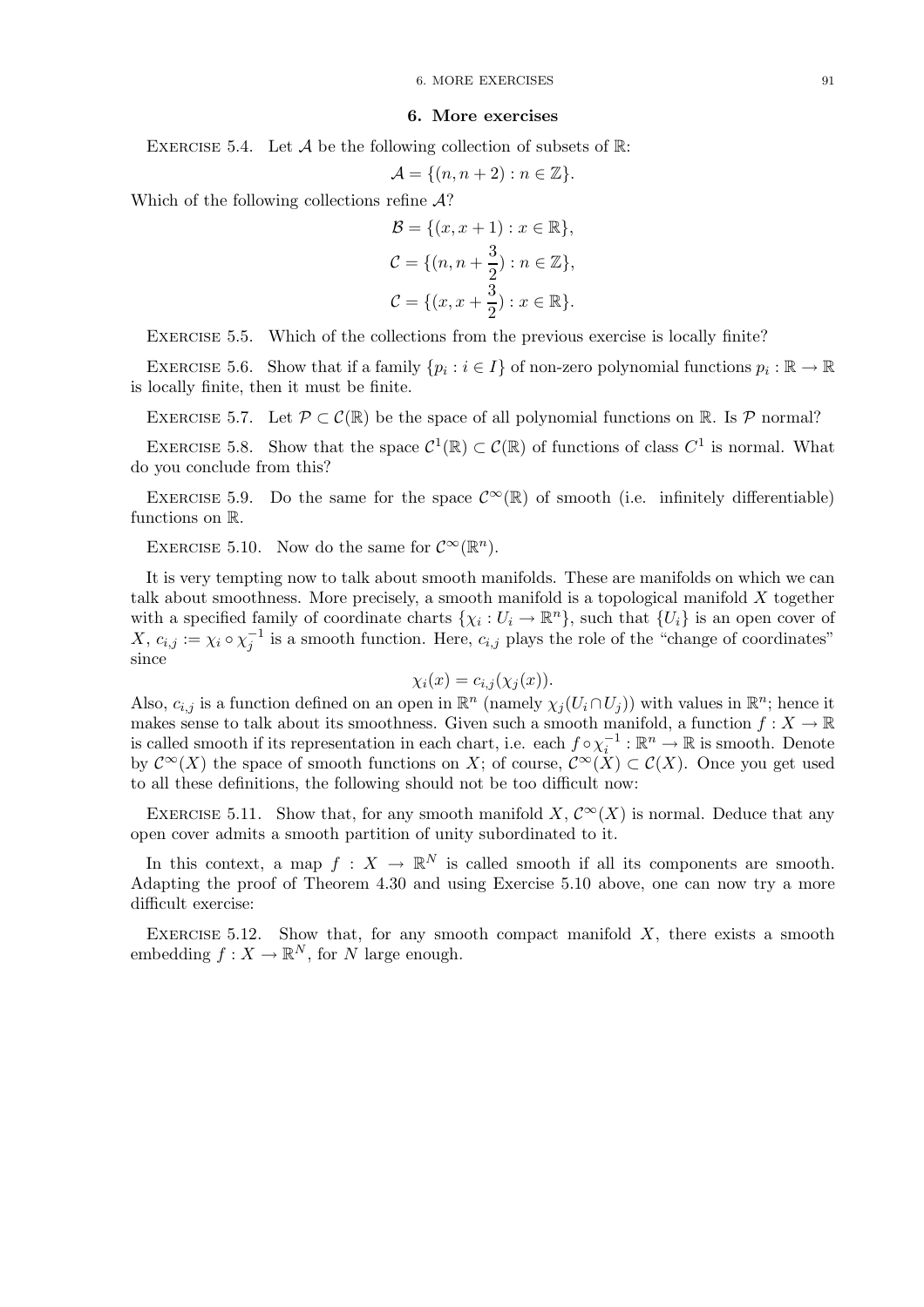## 6. More exercises

Exercise 5.4. Let $\mathcal{A}$ be the following collection of subsets of $\mathbb{R}$:

$$\mathcal{A} = \{(n, n+2) : n \in \mathbb{Z}\}.$$

Which of the following collections refine $\mathcal{A}$?

$$\mathcal{B} = \{(x, x+1) : x \in \mathbb{R}\},$$

$$\mathcal{C} = \{(n, n+\frac{3}{2}) : n \in \mathbb{Z}\},$$

$$\mathcal{C} = \{(x, x+\frac{3}{2}) : x \in \mathbb{R}\}.$$

Exercise 5.5. Which of the collections from the previous exercise is locally finite?

Exercise 5.6. Show that if a family $\{p_i : i \in I\}$ of non-zero polynomial functions $p_i : \mathbb{R} \to \mathbb{R}$ is locally finite, then it must be finite.

Exercise 5.7. Let $\mathcal{P} \subset \mathcal{C}(\mathbb{R})$ be the space of all polynomial functions on $\mathbb{R}$. Is $\mathcal{P}$ normal?

Exercise 5.8. Show that the space $\mathcal{C}^1(\mathbb{R}) \subset \mathcal{C}(\mathbb{R})$ of functions of class $C^1$ is normal. What do you conclude from this?

Exercise 5.9. Do the same for the space $\mathcal{C}^\infty(\mathbb{R})$ of smooth (i.e. infinitely differentiable) functions on $\mathbb{R}$.

Exercise 5.10. Now do the same for $\mathcal{C}^\infty(\mathbb{R}^n)$.

It is very tempting now to talk about smooth manifolds. These are manifolds on which we can talk about smoothness. More precisely, a smooth manifold is a topological manifold $X$ together with a specified family of coordinate charts $\{\chi_i : U_i \to \mathbb{R}^n\}$, such that $\{U_i\}$ is an open cover of $X$, $c_{i,j} := \chi_i \circ \chi_j^{-1}$ is a smooth function. Here, $c_{i,j}$ plays the role of the "change of coordinates" since

$$\chi_i(x) = c_{i,j}(\chi_j(x)).$$

Also, $c_{i,j}$ is a function defined on an open in $\mathbb{R}^n$ (namely $\chi_j(U_i \cap U_j)$) with values in $\mathbb{R}^n$; hence it makes sense to talk about its smoothness. Given such a smooth manifold, a function $f : X \to \mathbb{R}$ is called smooth if its representation in each chart, i.e. each $f \circ \chi_i^{-1} : \mathbb{R}^n \to \mathbb{R}$ is smooth. Denote by $\mathcal{C}^\infty(X)$ the space of smooth functions on $X$; of course, $\mathcal{C}^\infty(X) \subset \mathcal{C}(X)$. Once you get used to all these definitions, the following should not be too difficult now:

Exercise 5.11. Show that, for any smooth manifold $X$, $\mathcal{C}^\infty(X)$ is normal. Deduce that any open cover admits a smooth partition of unity subordinated to it.

In this context, a map $f : X \to \mathbb{R}^N$ is called smooth if all its components are smooth. Adapting the proof of Theorem 4.30 and using Exercise 5.10 above, one can now try a more difficult exercise:

Exercise 5.12. Show that, for any smooth compact manifold $X$, there exists a smooth embedding $f : X \to \mathbb{R}^N$, for $N$ large enough.